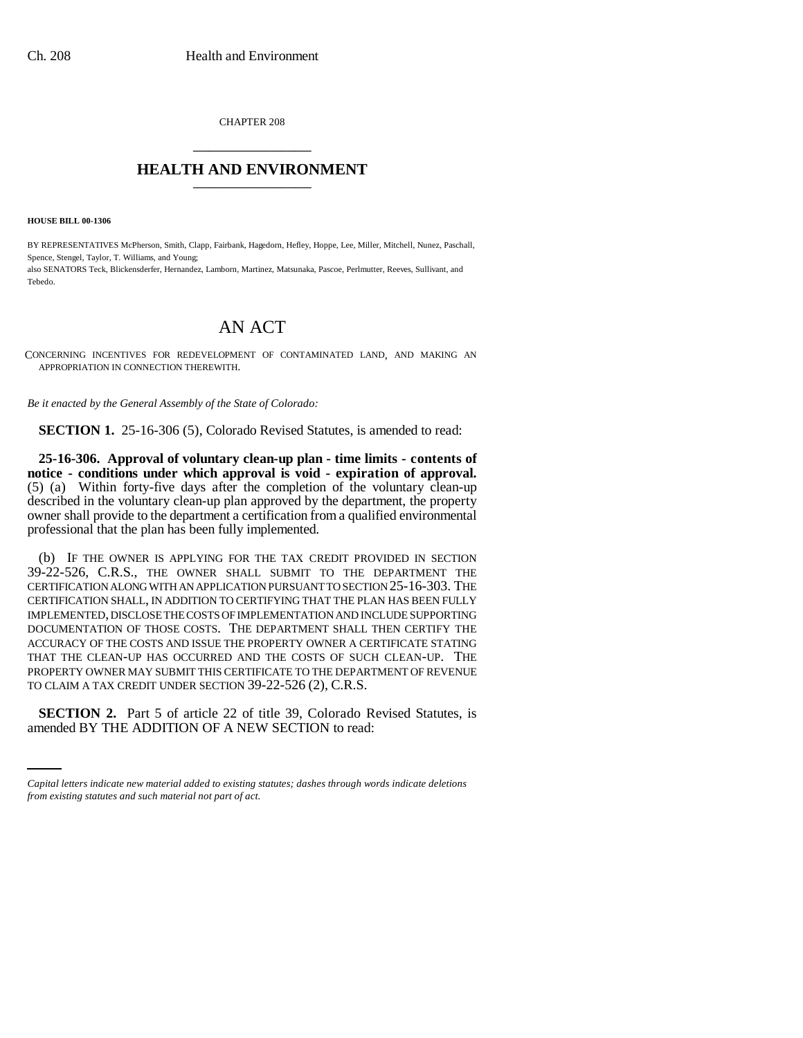CHAPTER 208

# HEALTH AND ENVIRONMENT

**HOUSE BILL 00-1306**

BY REPRESENTATIVES McPherson, Smith, Clapp, Fairbank, Hagedorn, Hefley, Hoppe, Lee, Miller, Mitchell, Nunez, Paschall, Spence, Stengel, Taylor, T. Williams, and Young;
also SENATORS Teck, Blickensderfer, Hernandez, Lamborn, Martinez, Matsunaka, Pascoe, Perlmutter, Reeves, Sullivant, and Tebedo.

# AN ACT

CONCERNING INCENTIVES FOR REDEVELOPMENT OF CONTAMINATED LAND, AND MAKING AN APPROPRIATION IN CONNECTION THEREWITH.

*Be it enacted by the General Assembly of the State of Colorado:*

**SECTION 1.** 25-16-306 (5), Colorado Revised Statutes, is amended to read:

**25-16-306. Approval of voluntary clean-up plan - time limits - contents of notice - conditions under which approval is void - expiration of approval.** (5) (a) Within forty-five days after the completion of the voluntary clean-up described in the voluntary clean-up plan approved by the department, the property owner shall provide to the department a certification from a qualified environmental professional that the plan has been fully implemented.

(b) IF THE OWNER IS APPLYING FOR THE TAX CREDIT PROVIDED IN SECTION 39-22-526, C.R.S., THE OWNER SHALL SUBMIT TO THE DEPARTMENT THE CERTIFICATION ALONG WITH AN APPLICATION PURSUANT TO SECTION 25-16-303. THE CERTIFICATION SHALL, IN ADDITION TO CERTIFYING THAT THE PLAN HAS BEEN FULLY IMPLEMENTED, DISCLOSE THE COSTS OF IMPLEMENTATION AND INCLUDE SUPPORTING DOCUMENTATION OF THOSE COSTS. THE DEPARTMENT SHALL THEN CERTIFY THE ACCURACY OF THE COSTS AND ISSUE THE PROPERTY OWNER A CERTIFICATE STATING THAT THE CLEAN-UP HAS OCCURRED AND THE COSTS OF SUCH CLEAN-UP. THE PROPERTY OWNER MAY SUBMIT THIS CERTIFICATE TO THE DEPARTMENT OF REVENUE TO CLAIM A TAX CREDIT UNDER SECTION 39-22-526 (2), C.R.S.

**SECTION 2.** Part 5 of article 22 of title 39, Colorado Revised Statutes, is amended BY THE ADDITION OF A NEW SECTION to read:

*Capital letters indicate new material added to existing statutes; dashes through words indicate deletions from existing statutes and such material not part of act.*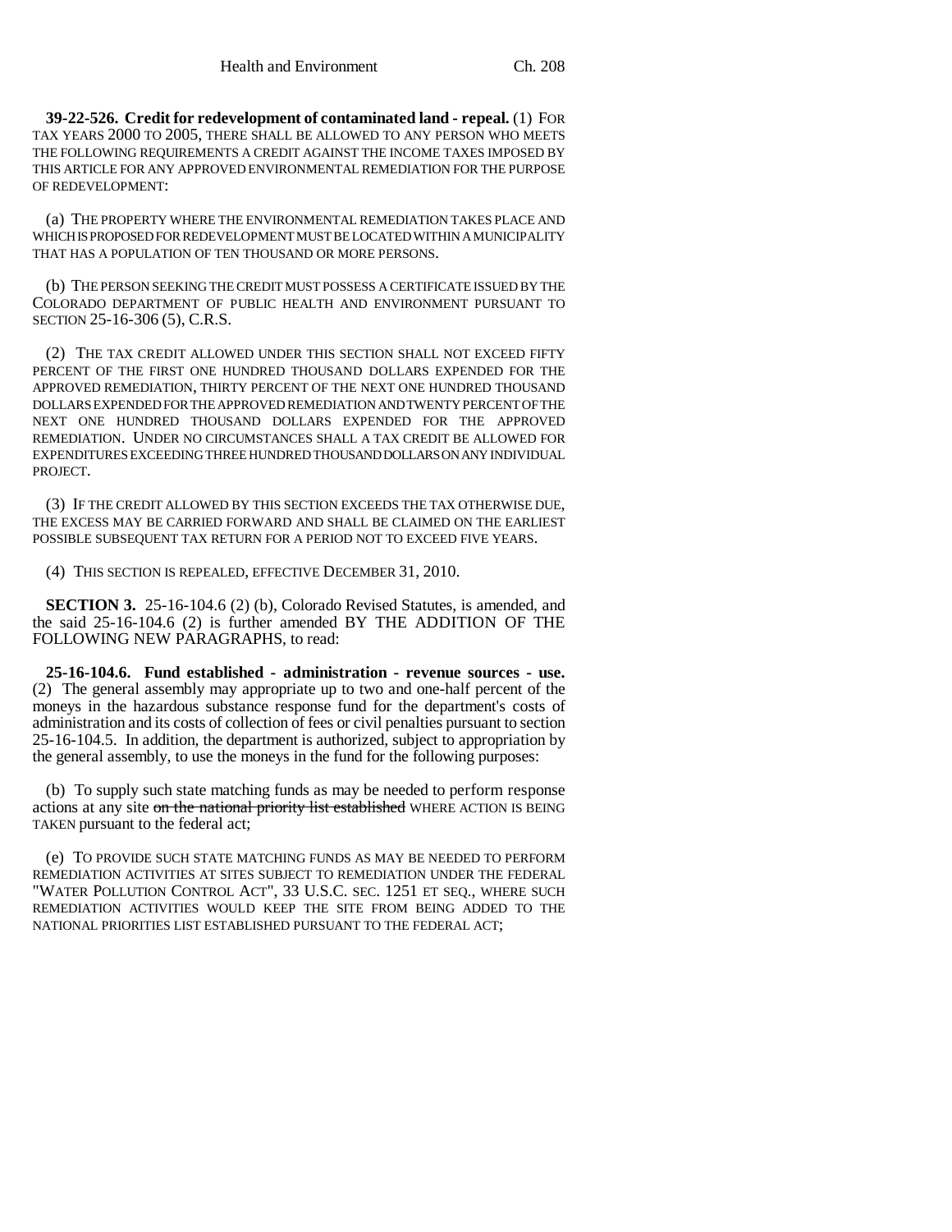**39-22-526. Credit for redevelopment of contaminated land - repeal.** (1) FOR TAX YEARS 2000 TO 2005, THERE SHALL BE ALLOWED TO ANY PERSON WHO MEETS THE FOLLOWING REQUIREMENTS A CREDIT AGAINST THE INCOME TAXES IMPOSED BY THIS ARTICLE FOR ANY APPROVED ENVIRONMENTAL REMEDIATION FOR THE PURPOSE OF REDEVELOPMENT:

(a) THE PROPERTY WHERE THE ENVIRONMENTAL REMEDIATION TAKES PLACE AND WHICH IS PROPOSED FOR REDEVELOPMENT MUST BE LOCATED WITHIN A MUNICIPALITY THAT HAS A POPULATION OF TEN THOUSAND OR MORE PERSONS.

(b) THE PERSON SEEKING THE CREDIT MUST POSSESS A CERTIFICATE ISSUED BY THE COLORADO DEPARTMENT OF PUBLIC HEALTH AND ENVIRONMENT PURSUANT TO SECTION 25-16-306 (5), C.R.S.

(2) THE TAX CREDIT ALLOWED UNDER THIS SECTION SHALL NOT EXCEED FIFTY PERCENT OF THE FIRST ONE HUNDRED THOUSAND DOLLARS EXPENDED FOR THE APPROVED REMEDIATION, THIRTY PERCENT OF THE NEXT ONE HUNDRED THOUSAND DOLLARS EXPENDED FOR THE APPROVED REMEDIATION AND TWENTY PERCENT OF THE NEXT ONE HUNDRED THOUSAND DOLLARS EXPENDED FOR THE APPROVED REMEDIATION. UNDER NO CIRCUMSTANCES SHALL A TAX CREDIT BE ALLOWED FOR EXPENDITURES EXCEEDING THREE HUNDRED THOUSAND DOLLARS ON ANY INDIVIDUAL PROJECT.

(3) IF THE CREDIT ALLOWED BY THIS SECTION EXCEEDS THE TAX OTHERWISE DUE, THE EXCESS MAY BE CARRIED FORWARD AND SHALL BE CLAIMED ON THE EARLIEST POSSIBLE SUBSEQUENT TAX RETURN FOR A PERIOD NOT TO EXCEED FIVE YEARS.

(4) THIS SECTION IS REPEALED, EFFECTIVE DECEMBER 31, 2010.

**SECTION 3.** 25-16-104.6 (2) (b), Colorado Revised Statutes, is amended, and the said 25-16-104.6 (2) is further amended BY THE ADDITION OF THE FOLLOWING NEW PARAGRAPHS, to read:

**25-16-104.6. Fund established - administration - revenue sources - use.** (2) The general assembly may appropriate up to two and one-half percent of the moneys in the hazardous substance response fund for the department's costs of administration and its costs of collection of fees or civil penalties pursuant to section 25-16-104.5. In addition, the department is authorized, subject to appropriation by the general assembly, to use the moneys in the fund for the following purposes:

(b) To supply such state matching funds as may be needed to perform response actions at any site ~~on the national priority list established~~ WHERE ACTION IS BEING TAKEN pursuant to the federal act;

(e) TO PROVIDE SUCH STATE MATCHING FUNDS AS MAY BE NEEDED TO PERFORM REMEDIATION ACTIVITIES AT SITES SUBJECT TO REMEDIATION UNDER THE FEDERAL "WATER POLLUTION CONTROL ACT", 33 U.S.C. SEC. 1251 ET SEQ., WHERE SUCH REMEDIATION ACTIVITIES WOULD KEEP THE SITE FROM BEING ADDED TO THE NATIONAL PRIORITIES LIST ESTABLISHED PURSUANT TO THE FEDERAL ACT;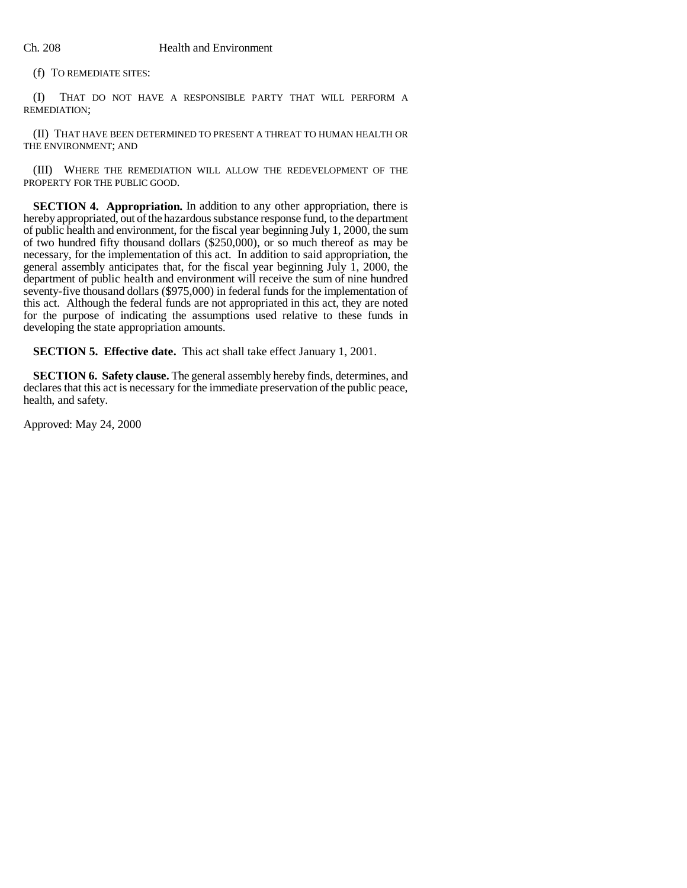(f) TO REMEDIATE SITES:

(I) THAT DO NOT HAVE A RESPONSIBLE PARTY THAT WILL PERFORM A REMEDIATION;

(II) THAT HAVE BEEN DETERMINED TO PRESENT A THREAT TO HUMAN HEALTH OR THE ENVIRONMENT; AND

(III) WHERE THE REMEDIATION WILL ALLOW THE REDEVELOPMENT OF THE PROPERTY FOR THE PUBLIC GOOD.

**SECTION 4. Appropriation.** In addition to any other appropriation, there is hereby appropriated, out of the hazardous substance response fund, to the department of public health and environment, for the fiscal year beginning July 1, 2000, the sum of two hundred fifty thousand dollars ($250,000), or so much thereof as may be necessary, for the implementation of this act. In addition to said appropriation, the general assembly anticipates that, for the fiscal year beginning July 1, 2000, the department of public health and environment will receive the sum of nine hundred seventy-five thousand dollars ($975,000) in federal funds for the implementation of this act. Although the federal funds are not appropriated in this act, they are noted for the purpose of indicating the assumptions used relative to these funds in developing the state appropriation amounts.

**SECTION 5. Effective date.** This act shall take effect January 1, 2001.

**SECTION 6. Safety clause.** The general assembly hereby finds, determines, and declares that this act is necessary for the immediate preservation of the public peace, health, and safety.

Approved: May 24, 2000